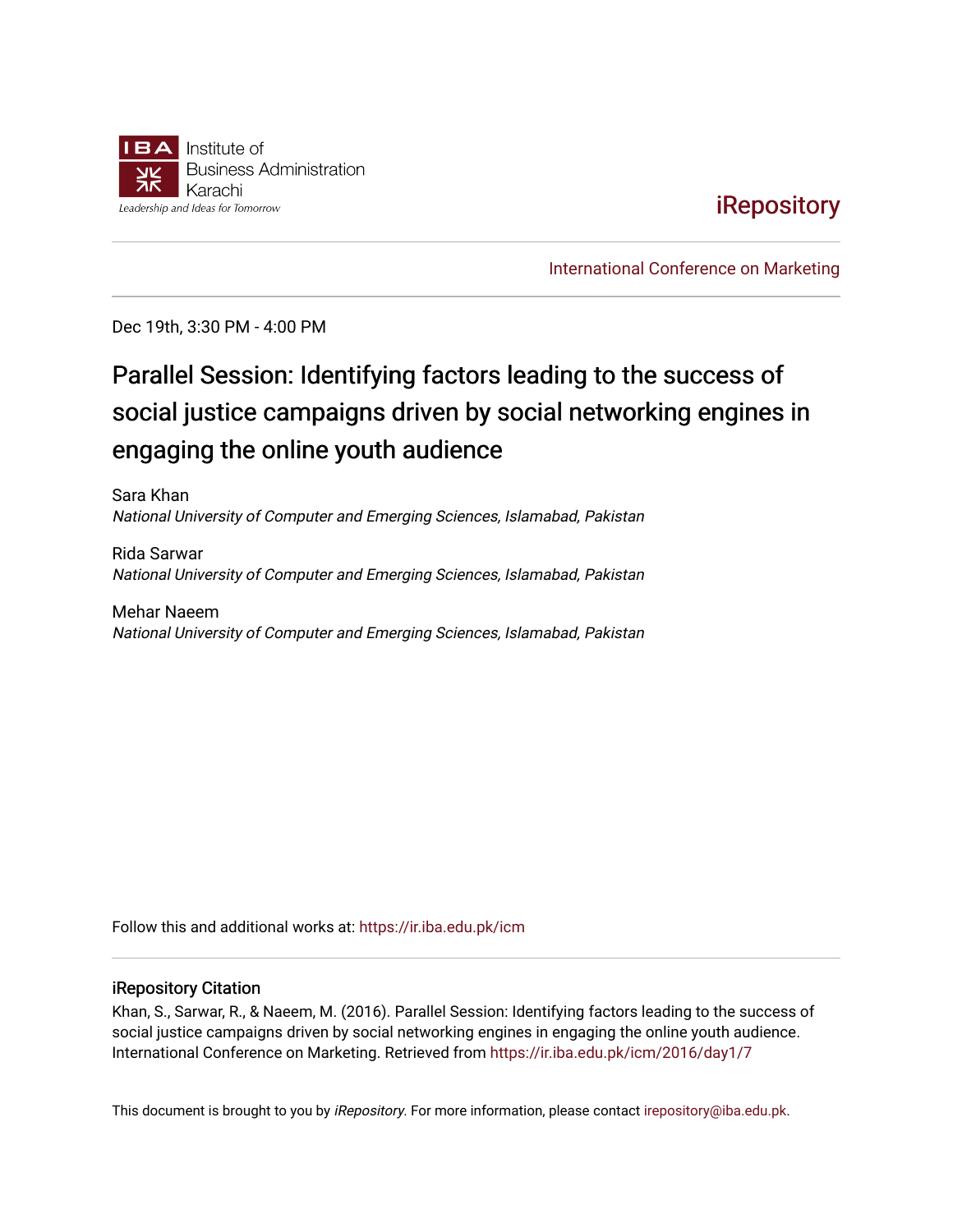Institute of Business Administration Karachi

*Leadership and Ideas for Tomorrow*

iRepository

International Conference on Marketing

Dec 19th, 3:30 PM - 4:00 PM

# Parallel Session: Identifying factors leading to the success of social justice campaigns driven by social networking engines in engaging the online youth audience

Sara Khan
*National University of Computer and Emerging Sciences, Islamabad, Pakistan*

Rida Sarwar
*National University of Computer and Emerging Sciences, Islamabad, Pakistan*

Mehar Naeem
*National University of Computer and Emerging Sciences, Islamabad, Pakistan*

Follow this and additional works at: https://ir.iba.edu.pk/icm

## iRepository Citation

Khan, S., Sarwar, R., & Naeem, M. (2016). Parallel Session: Identifying factors leading to the success of social justice campaigns driven by social networking engines in engaging the online youth audience. International Conference on Marketing. Retrieved from https://ir.iba.edu.pk/icm/2016/day1/7

This document is brought to you by *iRepository*. For more information, please contact irepository@iba.edu.pk.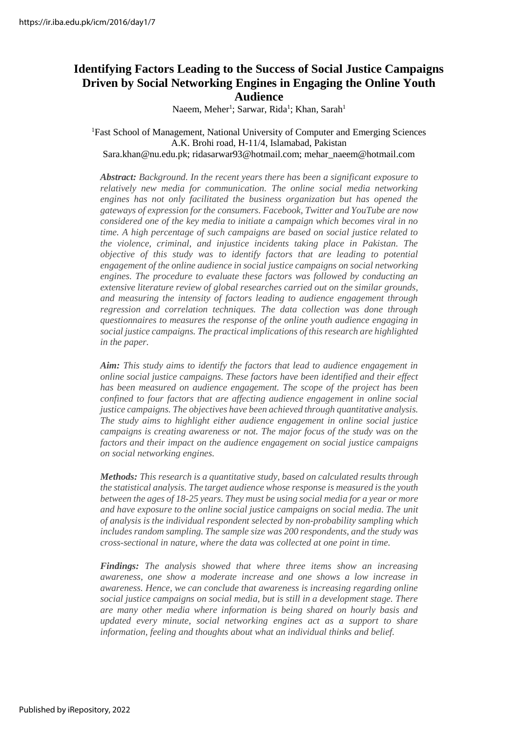# Identifying Factors Leading to the Success of Social Justice Campaigns Driven by Social Networking Engines in Engaging the Online Youth Audience

Naeem, Meher[1]; Sarwar, Rida[1]; Khan, Sarah[1]

[1]Fast School of Management, National University of Computer and Emerging Sciences
A.K. Brohi road, H-11/4, Islamabad, Pakistan
Sara.khan@nu.edu.pk; ridasarwar93@hotmail.com; mehar_naeem@hotmail.com

***Abstract:*** *Background. In the recent years there has been a significant exposure to relatively new media for communication. The online social media networking engines has not only facilitated the business organization but has opened the gateways of expression for the consumers. Facebook, Twitter and YouTube are now considered one of the key media to initiate a campaign which becomes viral in no time. A high percentage of such campaigns are based on social justice related to the violence, criminal, and injustice incidents taking place in Pakistan. The objective of this study was to identify factors that are leading to potential engagement of the online audience in social justice campaigns on social networking engines. The procedure to evaluate these factors was followed by conducting an extensive literature review of global researches carried out on the similar grounds, and measuring the intensity of factors leading to audience engagement through regression and correlation techniques. The data collection was done through questionnaires to measures the response of the online youth audience engaging in social justice campaigns. The practical implications of this research are highlighted in the paper.*

***Aim:*** *This study aims to identify the factors that lead to audience engagement in online social justice campaigns. These factors have been identified and their effect has been measured on audience engagement. The scope of the project has been confined to four factors that are affecting audience engagement in online social justice campaigns. The objectives have been achieved through quantitative analysis. The study aims to highlight either audience engagement in online social justice campaigns is creating awareness or not. The major focus of the study was on the factors and their impact on the audience engagement on social justice campaigns on social networking engines.*

***Methods:*** *This research is a quantitative study, based on calculated results through the statistical analysis. The target audience whose response is measured is the youth between the ages of 18-25 years. They must be using social media for a year or more and have exposure to the online social justice campaigns on social media. The unit of analysis is the individual respondent selected by non-probability sampling which includes random sampling. The sample size was 200 respondents, and the study was cross-sectional in nature, where the data was collected at one point in time.*

***Findings:*** *The analysis showed that where three items show an increasing awareness, one show a moderate increase and one shows a low increase in awareness. Hence, we can conclude that awareness is increasing regarding online social justice campaigns on social media, but is still in a development stage. There are many other media where information is being shared on hourly basis and updated every minute, social networking engines act as a support to share information, feeling and thoughts about what an individual thinks and belief.*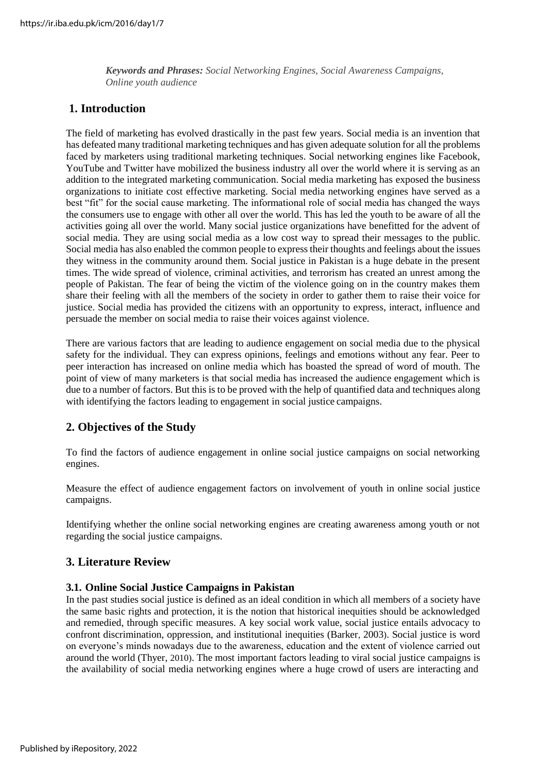*Keywords and Phrases: Social Networking Engines, Social Awareness Campaigns, Online youth audience*

## 1. Introduction

The field of marketing has evolved drastically in the past few years. Social media is an invention that has defeated many traditional marketing techniques and has given adequate solution for all the problems faced by marketers using traditional marketing techniques. Social networking engines like Facebook, YouTube and Twitter have mobilized the business industry all over the world where it is serving as an addition to the integrated marketing communication. Social media marketing has exposed the business organizations to initiate cost effective marketing. Social media networking engines have served as a best "fit" for the social cause marketing. The informational role of social media has changed the ways the consumers use to engage with other all over the world. This has led the youth to be aware of all the activities going all over the world. Many social justice organizations have benefitted for the advent of social media. They are using social media as a low cost way to spread their messages to the public. Social media has also enabled the common people to express their thoughts and feelings about the issues they witness in the community around them. Social justice in Pakistan is a huge debate in the present times. The wide spread of violence, criminal activities, and terrorism has created an unrest among the people of Pakistan. The fear of being the victim of the violence going on in the country makes them share their feeling with all the members of the society in order to gather them to raise their voice for justice. Social media has provided the citizens with an opportunity to express, interact, influence and persuade the member on social media to raise their voices against violence.

There are various factors that are leading to audience engagement on social media due to the physical safety for the individual. They can express opinions, feelings and emotions without any fear. Peer to peer interaction has increased on online media which has boasted the spread of word of mouth. The point of view of many marketers is that social media has increased the audience engagement which is due to a number of factors. But this is to be proved with the help of quantified data and techniques along with identifying the factors leading to engagement in social justice campaigns.

## 2. Objectives of the Study

To find the factors of audience engagement in online social justice campaigns on social networking engines.

Measure the effect of audience engagement factors on involvement of youth in online social justice campaigns.

Identifying whether the online social networking engines are creating awareness among youth or not regarding the social justice campaigns.

## 3. Literature Review

### 3.1. Online Social Justice Campaigns in Pakistan

In the past studies social justice is defined as an ideal condition in which all members of a society have the same basic rights and protection, it is the notion that historical inequities should be acknowledged and remedied, through specific measures. A key social work value, social justice entails advocacy to confront discrimination, oppression, and institutional inequities (Barker, 2003). Social justice is word on everyone's minds nowadays due to the awareness, education and the extent of violence carried out around the world (Thyer, 2010). The most important factors leading to viral social justice campaigns is the availability of social media networking engines where a huge crowd of users are interacting and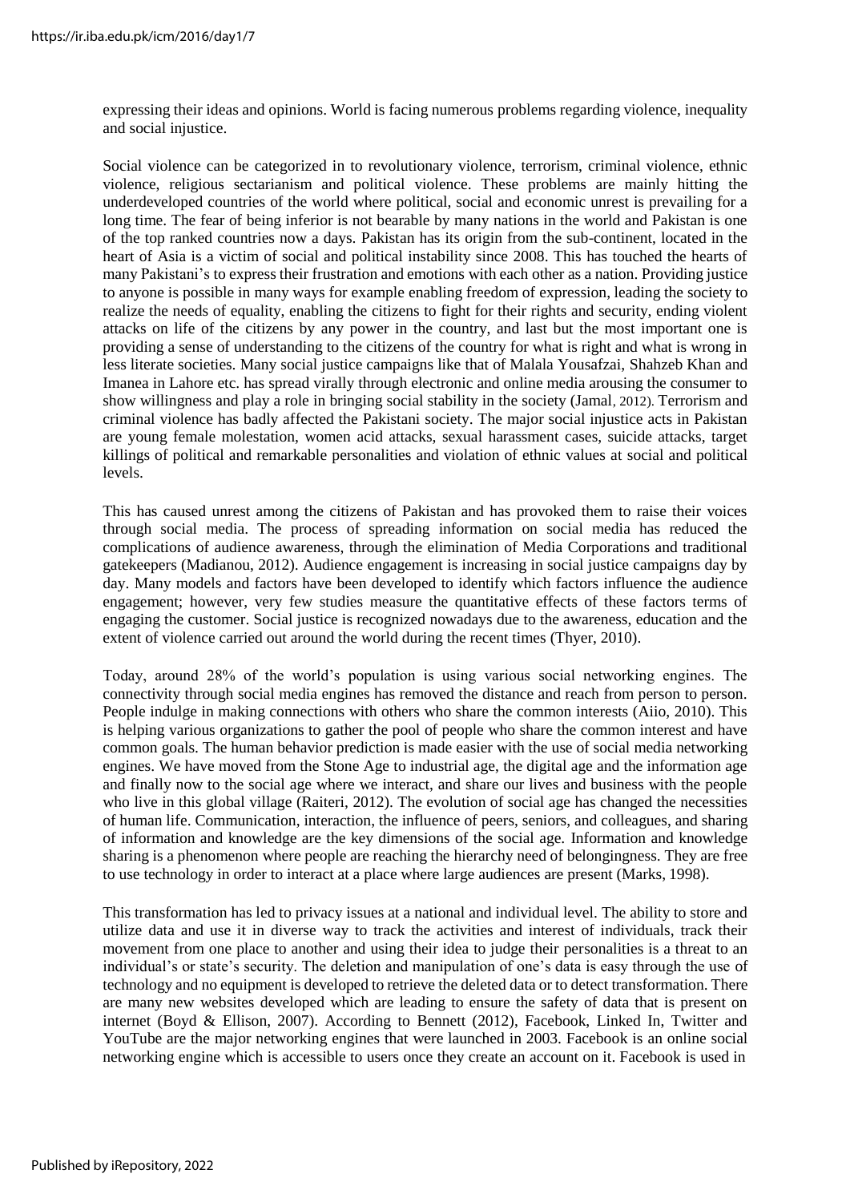expressing their ideas and opinions. World is facing numerous problems regarding violence, inequality and social injustice.

Social violence can be categorized in to revolutionary violence, terrorism, criminal violence, ethnic violence, religious sectarianism and political violence. These problems are mainly hitting the underdeveloped countries of the world where political, social and economic unrest is prevailing for a long time. The fear of being inferior is not bearable by many nations in the world and Pakistan is one of the top ranked countries now a days. Pakistan has its origin from the sub-continent, located in the heart of Asia is a victim of social and political instability since 2008. This has touched the hearts of many Pakistani's to express their frustration and emotions with each other as a nation. Providing justice to anyone is possible in many ways for example enabling freedom of expression, leading the society to realize the needs of equality, enabling the citizens to fight for their rights and security, ending violent attacks on life of the citizens by any power in the country, and last but the most important one is providing a sense of understanding to the citizens of the country for what is right and what is wrong in less literate societies. Many social justice campaigns like that of Malala Yousafzai, Shahzeb Khan and Imanea in Lahore etc. has spread virally through electronic and online media arousing the consumer to show willingness and play a role in bringing social stability in the society (Jamal, 2012). Terrorism and criminal violence has badly affected the Pakistani society. The major social injustice acts in Pakistan are young female molestation, women acid attacks, sexual harassment cases, suicide attacks, target killings of political and remarkable personalities and violation of ethnic values at social and political levels.

This has caused unrest among the citizens of Pakistan and has provoked them to raise their voices through social media. The process of spreading information on social media has reduced the complications of audience awareness, through the elimination of Media Corporations and traditional gatekeepers (Madianou, 2012). Audience engagement is increasing in social justice campaigns day by day. Many models and factors have been developed to identify which factors influence the audience engagement; however, very few studies measure the quantitative effects of these factors terms of engaging the customer. Social justice is recognized nowadays due to the awareness, education and the extent of violence carried out around the world during the recent times (Thyer, 2010).

Today, around 28% of the world's population is using various social networking engines. The connectivity through social media engines has removed the distance and reach from person to person. People indulge in making connections with others who share the common interests (Aiio, 2010). This is helping various organizations to gather the pool of people who share the common interest and have common goals. The human behavior prediction is made easier with the use of social media networking engines. We have moved from the Stone Age to industrial age, the digital age and the information age and finally now to the social age where we interact, and share our lives and business with the people who live in this global village (Raiteri, 2012). The evolution of social age has changed the necessities of human life. Communication, interaction, the influence of peers, seniors, and colleagues, and sharing of information and knowledge are the key dimensions of the social age. Information and knowledge sharing is a phenomenon where people are reaching the hierarchy need of belongingness. They are free to use technology in order to interact at a place where large audiences are present (Marks, 1998).

This transformation has led to privacy issues at a national and individual level. The ability to store and utilize data and use it in diverse way to track the activities and interest of individuals, track their movement from one place to another and using their idea to judge their personalities is a threat to an individual's or state's security. The deletion and manipulation of one's data is easy through the use of technology and no equipment is developed to retrieve the deleted data or to detect transformation. There are many new websites developed which are leading to ensure the safety of data that is present on internet (Boyd & Ellison, 2007). According to Bennett (2012), Facebook, Linked In, Twitter and YouTube are the major networking engines that were launched in 2003. Facebook is an online social networking engine which is accessible to users once they create an account on it. Facebook is used in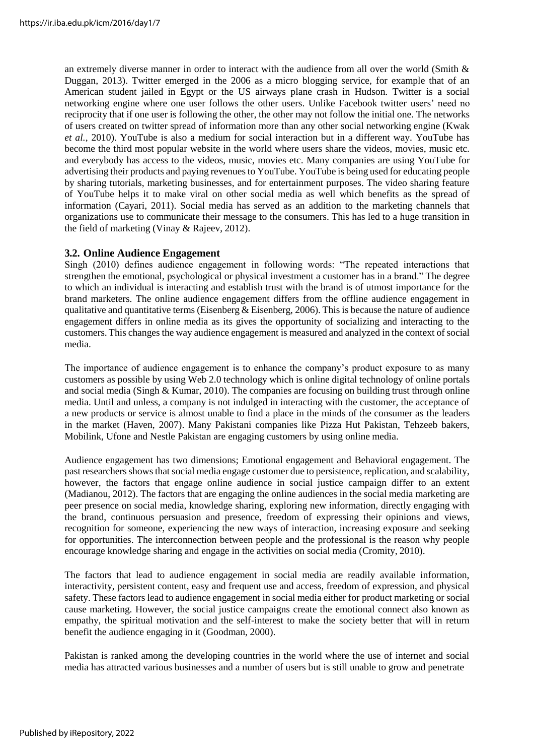an extremely diverse manner in order to interact with the audience from all over the world (Smith & Duggan, 2013). Twitter emerged in the 2006 as a micro blogging service, for example that of an American student jailed in Egypt or the US airways plane crash in Hudson. Twitter is a social networking engine where one user follows the other users. Unlike Facebook twitter users' need no reciprocity that if one user is following the other, the other may not follow the initial one. The networks of users created on twitter spread of information more than any other social networking engine (Kwak *et al.*, 2010). YouTube is also a medium for social interaction but in a different way. YouTube has become the third most popular website in the world where users share the videos, movies, music etc. and everybody has access to the videos, music, movies etc. Many companies are using YouTube for advertising their products and paying revenues to YouTube. YouTube is being used for educating people by sharing tutorials, marketing businesses, and for entertainment purposes. The video sharing feature of YouTube helps it to make viral on other social media as well which benefits as the spread of information (Cayari, 2011). Social media has served as an addition to the marketing channels that organizations use to communicate their message to the consumers. This has led to a huge transition in the field of marketing (Vinay & Rajeev, 2012).

### 3.2. Online Audience Engagement

Singh (2010) defines audience engagement in following words: "The repeated interactions that strengthen the emotional, psychological or physical investment a customer has in a brand." The degree to which an individual is interacting and establish trust with the brand is of utmost importance for the brand marketers. The online audience engagement differs from the offline audience engagement in qualitative and quantitative terms (Eisenberg & Eisenberg, 2006). This is because the nature of audience engagement differs in online media as its gives the opportunity of socializing and interacting to the customers. This changes the way audience engagement is measured and analyzed in the context of social media.

The importance of audience engagement is to enhance the company's product exposure to as many customers as possible by using Web 2.0 technology which is online digital technology of online portals and social media (Singh & Kumar, 2010). The companies are focusing on building trust through online media. Until and unless, a company is not indulged in interacting with the customer, the acceptance of a new products or service is almost unable to find a place in the minds of the consumer as the leaders in the market (Haven, 2007). Many Pakistani companies like Pizza Hut Pakistan, Tehzeeb bakers, Mobilink, Ufone and Nestle Pakistan are engaging customers by using online media.

Audience engagement has two dimensions; Emotional engagement and Behavioral engagement. The past researchers shows that social media engage customer due to persistence, replication, and scalability, however, the factors that engage online audience in social justice campaign differ to an extent (Madianou, 2012). The factors that are engaging the online audiences in the social media marketing are peer presence on social media, knowledge sharing, exploring new information, directly engaging with the brand, continuous persuasion and presence, freedom of expressing their opinions and views, recognition for someone, experiencing the new ways of interaction, increasing exposure and seeking for opportunities. The interconnection between people and the professional is the reason why people encourage knowledge sharing and engage in the activities on social media (Cromity, 2010).

The factors that lead to audience engagement in social media are readily available information, interactivity, persistent content, easy and frequent use and access, freedom of expression, and physical safety. These factors lead to audience engagement in social media either for product marketing or social cause marketing. However, the social justice campaigns create the emotional connect also known as empathy, the spiritual motivation and the self-interest to make the society better that will in return benefit the audience engaging in it (Goodman, 2000).

Pakistan is ranked among the developing countries in the world where the use of internet and social media has attracted various businesses and a number of users but is still unable to grow and penetrate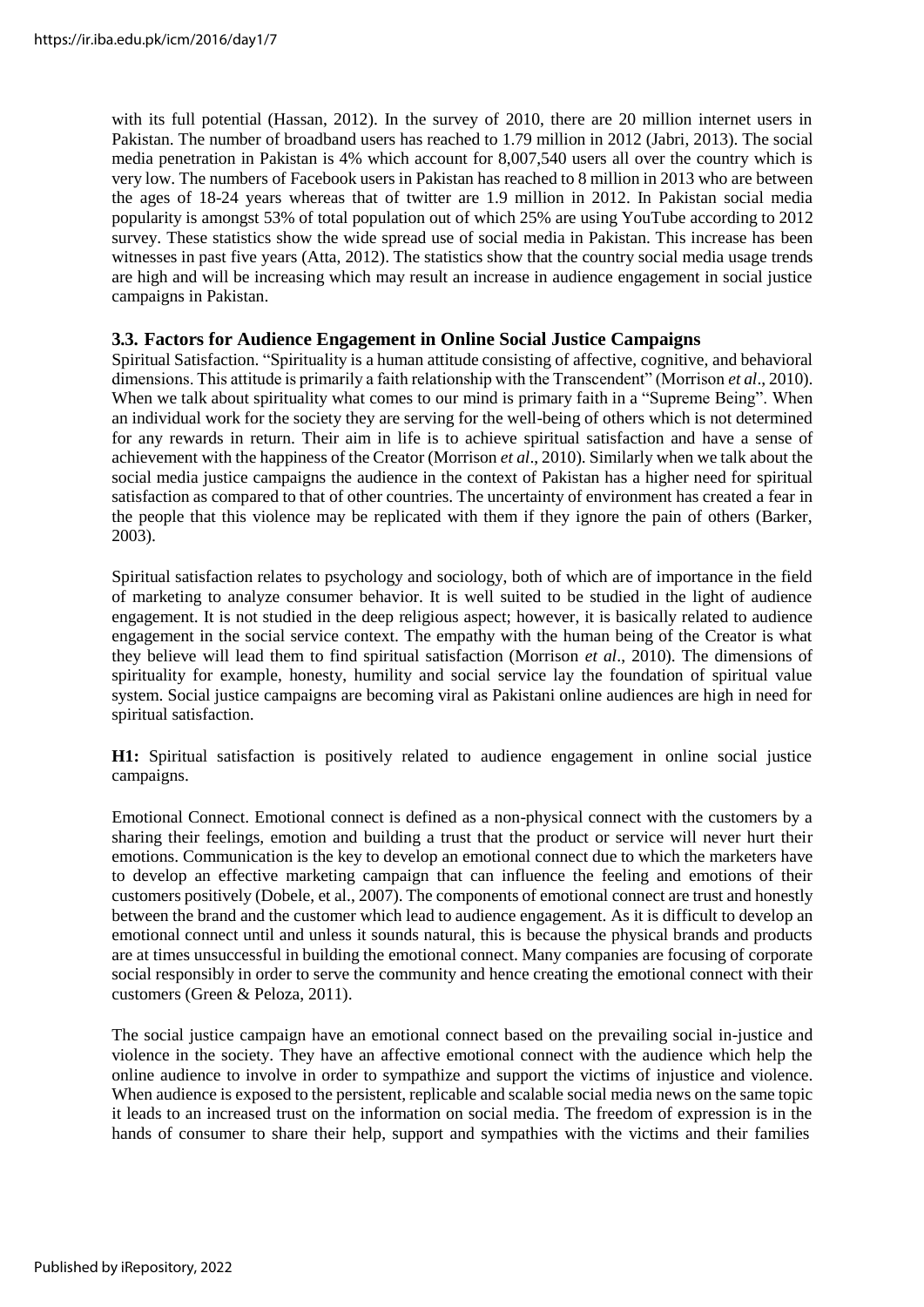with its full potential (Hassan, 2012). In the survey of 2010, there are 20 million internet users in Pakistan. The number of broadband users has reached to 1.79 million in 2012 (Jabri, 2013). The social media penetration in Pakistan is 4% which account for 8,007,540 users all over the country which is very low. The numbers of Facebook users in Pakistan has reached to 8 million in 2013 who are between the ages of 18-24 years whereas that of twitter are 1.9 million in 2012. In Pakistan social media popularity is amongst 53% of total population out of which 25% are using YouTube according to 2012 survey. These statistics show the wide spread use of social media in Pakistan. This increase has been witnesses in past five years (Atta, 2012). The statistics show that the country social media usage trends are high and will be increasing which may result an increase in audience engagement in social justice campaigns in Pakistan.

### 3.3. Factors for Audience Engagement in Online Social Justice Campaigns

Spiritual Satisfaction. "Spirituality is a human attitude consisting of affective, cognitive, and behavioral dimensions. This attitude is primarily a faith relationship with the Transcendent" (Morrison *et al*., 2010). When we talk about spirituality what comes to our mind is primary faith in a "Supreme Being". When an individual work for the society they are serving for the well-being of others which is not determined for any rewards in return. Their aim in life is to achieve spiritual satisfaction and have a sense of achievement with the happiness of the Creator (Morrison *et al*., 2010). Similarly when we talk about the social media justice campaigns the audience in the context of Pakistan has a higher need for spiritual satisfaction as compared to that of other countries. The uncertainty of environment has created a fear in the people that this violence may be replicated with them if they ignore the pain of others (Barker, 2003).

Spiritual satisfaction relates to psychology and sociology, both of which are of importance in the field of marketing to analyze consumer behavior. It is well suited to be studied in the light of audience engagement. It is not studied in the deep religious aspect; however, it is basically related to audience engagement in the social service context. The empathy with the human being of the Creator is what they believe will lead them to find spiritual satisfaction (Morrison *et al*., 2010). The dimensions of spirituality for example, honesty, humility and social service lay the foundation of spiritual value system. Social justice campaigns are becoming viral as Pakistani online audiences are high in need for spiritual satisfaction.

**H1:** Spiritual satisfaction is positively related to audience engagement in online social justice campaigns.

Emotional Connect. Emotional connect is defined as a non-physical connect with the customers by a sharing their feelings, emotion and building a trust that the product or service will never hurt their emotions. Communication is the key to develop an emotional connect due to which the marketers have to develop an effective marketing campaign that can influence the feeling and emotions of their customers positively (Dobele, et al., 2007). The components of emotional connect are trust and honestly between the brand and the customer which lead to audience engagement. As it is difficult to develop an emotional connect until and unless it sounds natural, this is because the physical brands and products are at times unsuccessful in building the emotional connect. Many companies are focusing of corporate social responsibly in order to serve the community and hence creating the emotional connect with their customers (Green & Peloza, 2011).

The social justice campaign have an emotional connect based on the prevailing social in-justice and violence in the society. They have an affective emotional connect with the audience which help the online audience to involve in order to sympathize and support the victims of injustice and violence. When audience is exposed to the persistent, replicable and scalable social media news on the same topic it leads to an increased trust on the information on social media. The freedom of expression is in the hands of consumer to share their help, support and sympathies with the victims and their families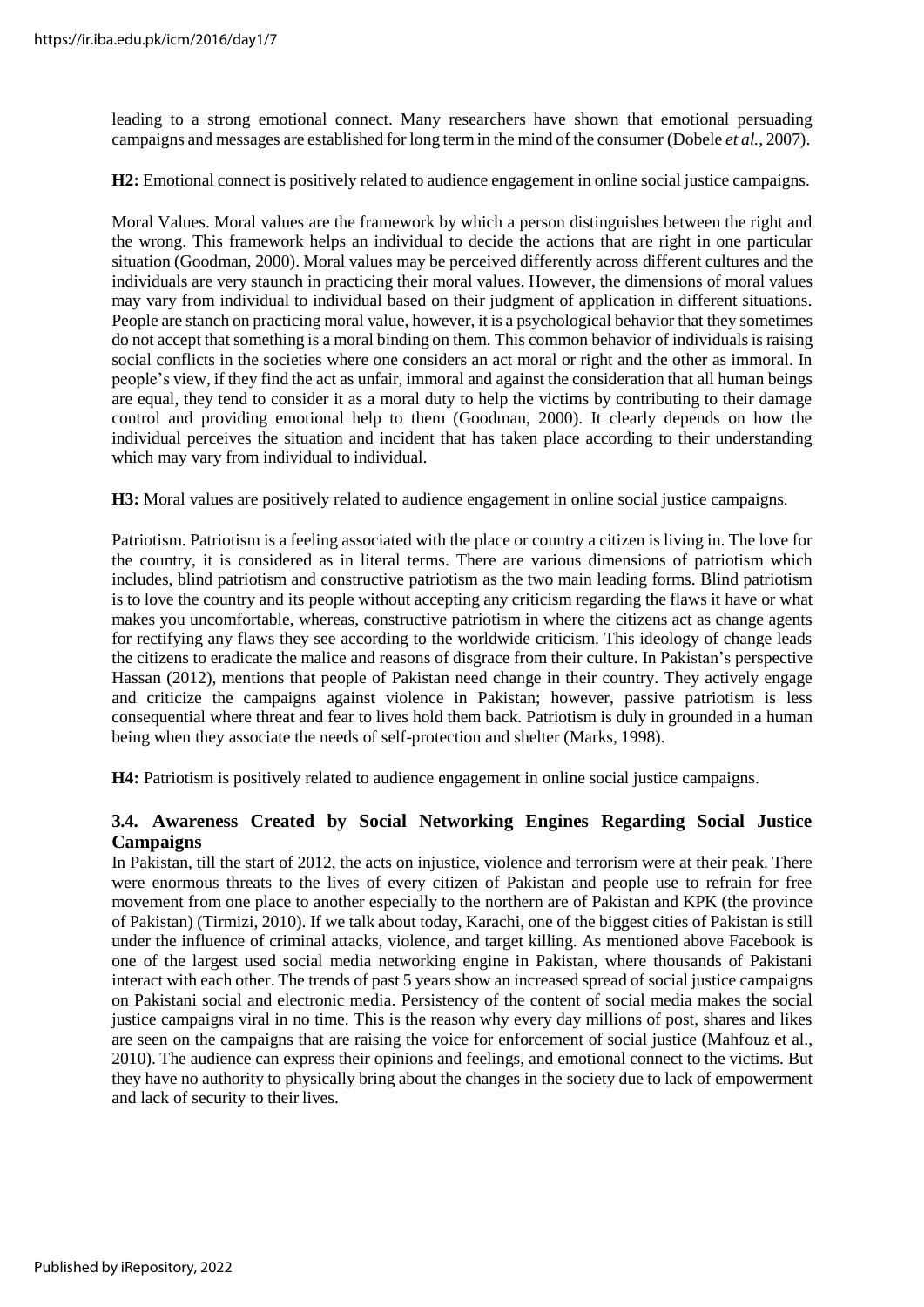leading to a strong emotional connect. Many researchers have shown that emotional persuading campaigns and messages are established for long term in the mind of the consumer (Dobele *et al.*, 2007).

**H2:** Emotional connect is positively related to audience engagement in online social justice campaigns.

Moral Values. Moral values are the framework by which a person distinguishes between the right and the wrong. This framework helps an individual to decide the actions that are right in one particular situation (Goodman, 2000). Moral values may be perceived differently across different cultures and the individuals are very staunch in practicing their moral values. However, the dimensions of moral values may vary from individual to individual based on their judgment of application in different situations. People are stanch on practicing moral value, however, it is a psychological behavior that they sometimes do not accept that something is a moral binding on them. This common behavior of individuals is raising social conflicts in the societies where one considers an act moral or right and the other as immoral. In people's view, if they find the act as unfair, immoral and against the consideration that all human beings are equal, they tend to consider it as a moral duty to help the victims by contributing to their damage control and providing emotional help to them (Goodman, 2000). It clearly depends on how the individual perceives the situation and incident that has taken place according to their understanding which may vary from individual to individual.

**H3:** Moral values are positively related to audience engagement in online social justice campaigns.

Patriotism. Patriotism is a feeling associated with the place or country a citizen is living in. The love for the country, it is considered as in literal terms. There are various dimensions of patriotism which includes, blind patriotism and constructive patriotism as the two main leading forms. Blind patriotism is to love the country and its people without accepting any criticism regarding the flaws it have or what makes you uncomfortable, whereas, constructive patriotism in where the citizens act as change agents for rectifying any flaws they see according to the worldwide criticism. This ideology of change leads the citizens to eradicate the malice and reasons of disgrace from their culture. In Pakistan's perspective Hassan (2012), mentions that people of Pakistan need change in their country. They actively engage and criticize the campaigns against violence in Pakistan; however, passive patriotism is less consequential where threat and fear to lives hold them back. Patriotism is duly in grounded in a human being when they associate the needs of self-protection and shelter (Marks, 1998).

**H4:** Patriotism is positively related to audience engagement in online social justice campaigns.

### 3.4. Awareness Created by Social Networking Engines Regarding Social Justice Campaigns

In Pakistan, till the start of 2012, the acts on injustice, violence and terrorism were at their peak. There were enormous threats to the lives of every citizen of Pakistan and people use to refrain for free movement from one place to another especially to the northern are of Pakistan and KPK (the province of Pakistan) (Tirmizi, 2010). If we talk about today, Karachi, one of the biggest cities of Pakistan is still under the influence of criminal attacks, violence, and target killing. As mentioned above Facebook is one of the largest used social media networking engine in Pakistan, where thousands of Pakistani interact with each other. The trends of past 5 years show an increased spread of social justice campaigns on Pakistani social and electronic media. Persistency of the content of social media makes the social justice campaigns viral in no time. This is the reason why every day millions of post, shares and likes are seen on the campaigns that are raising the voice for enforcement of social justice (Mahfouz et al., 2010). The audience can express their opinions and feelings, and emotional connect to the victims. But they have no authority to physically bring about the changes in the society due to lack of empowerment and lack of security to their lives.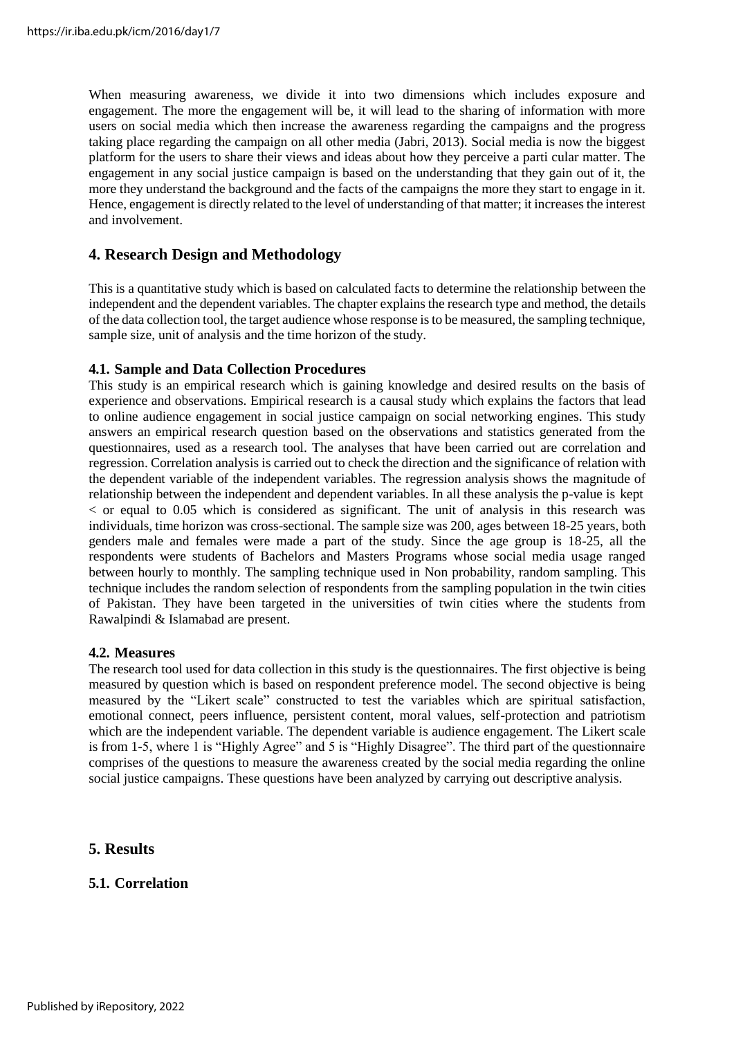When measuring awareness, we divide it into two dimensions which includes exposure and engagement. The more the engagement will be, it will lead to the sharing of information with more users on social media which then increase the awareness regarding the campaigns and the progress taking place regarding the campaign on all other media (Jabri, 2013). Social media is now the biggest platform for the users to share their views and ideas about how they perceive a parti cular matter. The engagement in any social justice campaign is based on the understanding that they gain out of it, the more they understand the background and the facts of the campaigns the more they start to engage in it. Hence, engagement is directly related to the level of understanding of that matter; it increases the interest and involvement.

## 4. Research Design and Methodology

This is a quantitative study which is based on calculated facts to determine the relationship between the independent and the dependent variables. The chapter explains the research type and method, the details of the data collection tool, the target audience whose response is to be measured, the sampling technique, sample size, unit of analysis and the time horizon of the study.

### 4.1. Sample and Data Collection Procedures

This study is an empirical research which is gaining knowledge and desired results on the basis of experience and observations. Empirical research is a causal study which explains the factors that lead to online audience engagement in social justice campaign on social networking engines. This study answers an empirical research question based on the observations and statistics generated from the questionnaires, used as a research tool. The analyses that have been carried out are correlation and regression. Correlation analysis is carried out to check the direction and the significance of relation with the dependent variable of the independent variables. The regression analysis shows the magnitude of relationship between the independent and dependent variables. In all these analysis the p-value is kept < or equal to 0.05 which is considered as significant. The unit of analysis in this research was individuals, time horizon was cross-sectional. The sample size was 200, ages between 18-25 years, both genders male and females were made a part of the study. Since the age group is 18-25, all the respondents were students of Bachelors and Masters Programs whose social media usage ranged between hourly to monthly. The sampling technique used in Non probability, random sampling. This technique includes the random selection of respondents from the sampling population in the twin cities of Pakistan. They have been targeted in the universities of twin cities where the students from Rawalpindi & Islamabad are present.

### 4.2. Measures

The research tool used for data collection in this study is the questionnaires. The first objective is being measured by question which is based on respondent preference model. The second objective is being measured by the "Likert scale" constructed to test the variables which are spiritual satisfaction, emotional connect, peers influence, persistent content, moral values, self-protection and patriotism which are the independent variable. The dependent variable is audience engagement. The Likert scale is from 1-5, where 1 is "Highly Agree" and 5 is "Highly Disagree". The third part of the questionnaire comprises of the questions to measure the awareness created by the social media regarding the online social justice campaigns. These questions have been analyzed by carrying out descriptive analysis.

## 5. Results

### 5.1. Correlation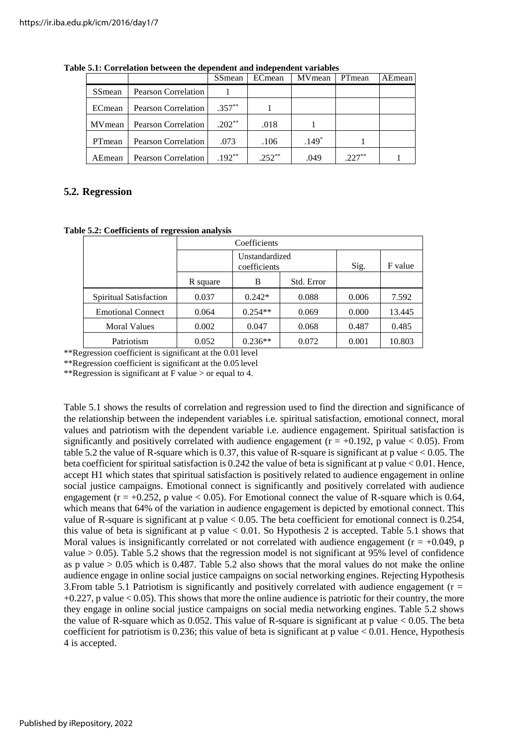**Table 5.1: Correlation between the dependent and independent variables**

| | | SSmean | ECmean | MVmean | PTmean | AEmean |
|---|---|---|---|---|---|---|
| SSmean | Pearson Correlation | 1 | | | | |
| ECmean | Pearson Correlation | .357** | 1 | | | |
| MVmean | Pearson Correlation | .202** | .018 | 1 | | |
| PTmean | Pearson Correlation | .073 | .106 | .149* | 1 | |
| AEmean | Pearson Correlation | .192** | .252** | .049 | .227** | 1 |

## 5.2. Regression

**Table 5.2: Coefficients of regression analysis**

| | Coefficients | | | | |
|---|---|---|---|---|---|
| | | Unstandardized coefficients | | Sig. | F value |
| | R square | B | Std. Error | | |
| Spiritual Satisfaction | 0.037 | 0.242* | 0.088 | 0.006 | 7.592 |
| Emotional Connect | 0.064 | 0.254** | 0.069 | 0.000 | 13.445 |
| Moral Values | 0.002 | 0.047 | 0.068 | 0.487 | 0.485 |
| Patriotism | 0.052 | 0.236** | 0.072 | 0.001 | 10.803 |

**Regression coefficient is significant at the 0.01 level

**Regression coefficient is significant at the 0.05 level

**Regression is significant at F value > or equal to 4.

Table 5.1 shows the results of correlation and regression used to find the direction and significance of the relationship between the independent variables i.e. spiritual satisfaction, emotional connect, moral values and patriotism with the dependent variable i.e. audience engagement. Spiritual satisfaction is significantly and positively correlated with audience engagement ($r = +0.192$, p value $< 0.05$). From table 5.2 the value of R-square which is 0.37, this value of R-square is significant at p value $< 0.05$. The beta coefficient for spiritual satisfaction is 0.242 the value of beta is significant at p value $< 0.01$. Hence, accept H1 which states that spiritual satisfaction is positively related to audience engagement in online social justice campaigns. Emotional connect is significantly and positively correlated with audience engagement ($r = +0.252$, p value $< 0.05$). For Emotional connect the value of R-square which is 0.64, which means that 64% of the variation in audience engagement is depicted by emotional connect. This value of R-square is significant at p value $< 0.05$. The beta coefficient for emotional connect is 0.254, this value of beta is significant at p value $< 0.01$. So Hypothesis 2 is accepted. Table 5.1 shows that Moral values is insignificantly correlated or not correlated with audience engagement ($r = +0.049$, p value $> 0.05$). Table 5.2 shows that the regression model is not significant at 95% level of confidence as p value $> 0.05$ which is 0.487. Table 5.2 also shows that the moral values do not make the online audience engage in online social justice campaigns on social networking engines. Rejecting Hypothesis 3.From table 5.1 Patriotism is significantly and positively correlated with audience engagement ($r = +0.227$, p value $< 0.05$). This shows that more the online audience is patriotic for their country, the more they engage in online social justice campaigns on social media networking engines. Table 5.2 shows the value of R-square which as 0.052. This value of R-square is significant at p value $< 0.05$. The beta coefficient for patriotism is 0.236; this value of beta is significant at p value $< 0.01$. Hence, Hypothesis 4 is accepted.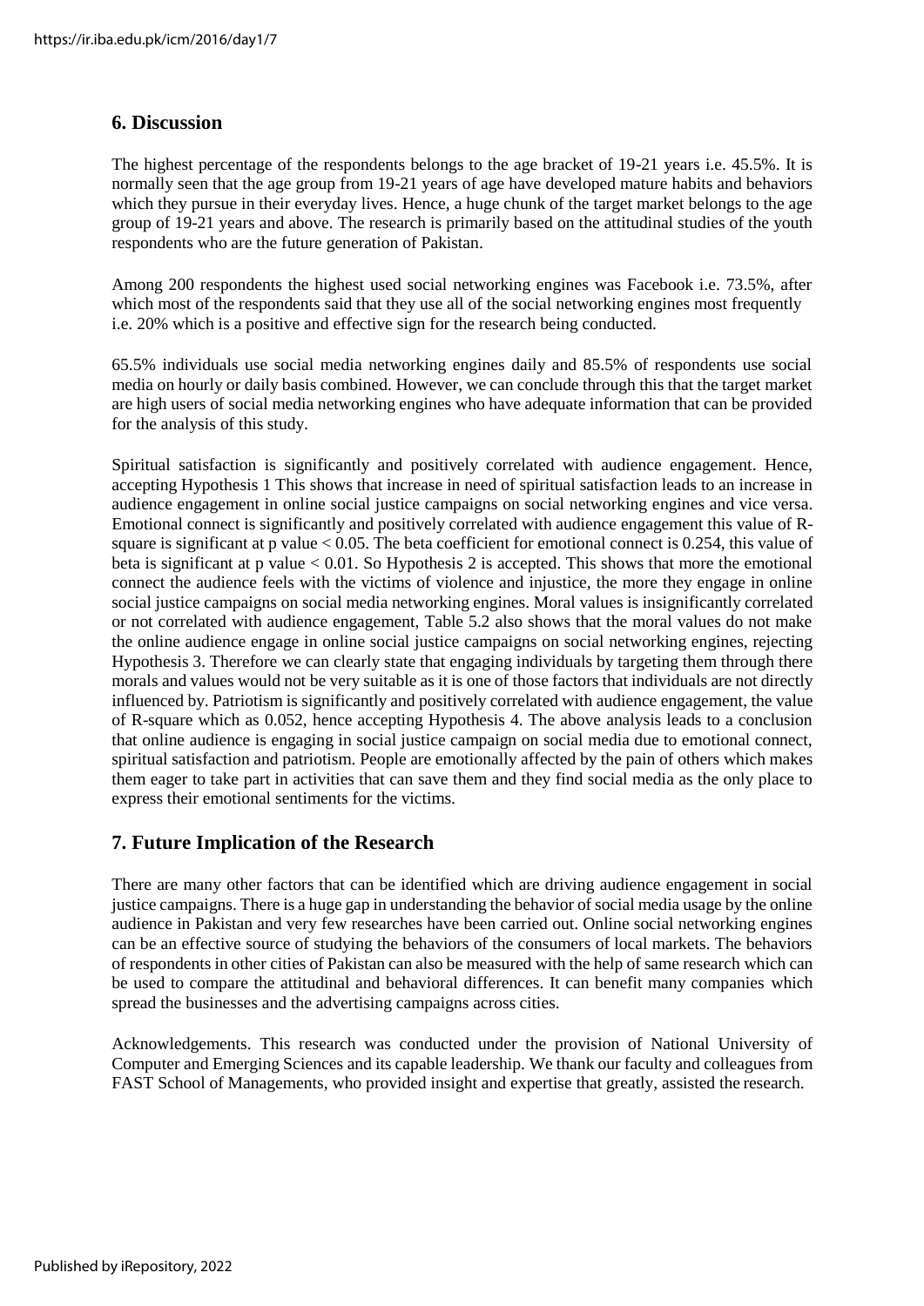## 6. Discussion

The highest percentage of the respondents belongs to the age bracket of 19-21 years i.e. 45.5%. It is normally seen that the age group from 19-21 years of age have developed mature habits and behaviors which they pursue in their everyday lives. Hence, a huge chunk of the target market belongs to the age group of 19-21 years and above. The research is primarily based on the attitudinal studies of the youth respondents who are the future generation of Pakistan.

Among 200 respondents the highest used social networking engines was Facebook i.e. 73.5%, after which most of the respondents said that they use all of the social networking engines most frequently i.e. 20% which is a positive and effective sign for the research being conducted.

65.5% individuals use social media networking engines daily and 85.5% of respondents use social media on hourly or daily basis combined. However, we can conclude through this that the target market are high users of social media networking engines who have adequate information that can be provided for the analysis of this study.

Spiritual satisfaction is significantly and positively correlated with audience engagement. Hence, accepting Hypothesis 1 This shows that increase in need of spiritual satisfaction leads to an increase in audience engagement in online social justice campaigns on social networking engines and vice versa. Emotional connect is significantly and positively correlated with audience engagement this value of R-square is significant at p value $< 0.05$. The beta coefficient for emotional connect is 0.254, this value of beta is significant at p value $< 0.01$. So Hypothesis 2 is accepted. This shows that more the emotional connect the audience feels with the victims of violence and injustice, the more they engage in online social justice campaigns on social media networking engines. Moral values is insignificantly correlated or not correlated with audience engagement, Table 5.2 also shows that the moral values do not make the online audience engage in online social justice campaigns on social networking engines, rejecting Hypothesis 3. Therefore we can clearly state that engaging individuals by targeting them through there morals and values would not be very suitable as it is one of those factors that individuals are not directly influenced by. Patriotism is significantly and positively correlated with audience engagement, the value of R-square which as 0.052, hence accepting Hypothesis 4. The above analysis leads to a conclusion that online audience is engaging in social justice campaign on social media due to emotional connect, spiritual satisfaction and patriotism. People are emotionally affected by the pain of others which makes them eager to take part in activities that can save them and they find social media as the only place to express their emotional sentiments for the victims.

## 7. Future Implication of the Research

There are many other factors that can be identified which are driving audience engagement in social justice campaigns. There is a huge gap in understanding the behavior of social media usage by the online audience in Pakistan and very few researches have been carried out. Online social networking engines can be an effective source of studying the behaviors of the consumers of local markets. The behaviors of respondents in other cities of Pakistan can also be measured with the help of same research which can be used to compare the attitudinal and behavioral differences. It can benefit many companies which spread the businesses and the advertising campaigns across cities.

Acknowledgements. This research was conducted under the provision of National University of Computer and Emerging Sciences and its capable leadership. We thank our faculty and colleagues from FAST School of Managements, who provided insight and expertise that greatly, assisted the research.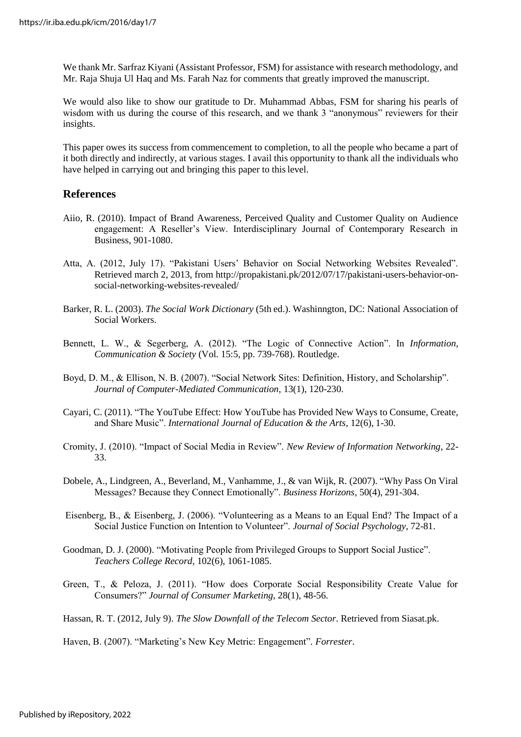We thank Mr. Sarfraz Kiyani (Assistant Professor, FSM) for assistance with research methodology, and Mr. Raja Shuja Ul Haq and Ms. Farah Naz for comments that greatly improved the manuscript.

We would also like to show our gratitude to Dr. Muhammad Abbas, FSM for sharing his pearls of wisdom with us during the course of this research, and we thank 3 "anonymous" reviewers for their insights.

This paper owes its success from commencement to completion, to all the people who became a part of it both directly and indirectly, at various stages. I avail this opportunity to thank all the individuals who have helped in carrying out and bringing this paper to this level.

## References

Aiio, R. (2010). Impact of Brand Awareness, Perceived Quality and Customer Quality on Audience engagement: A Reseller's View. Interdisciplinary Journal of Contemporary Research in Business, 901-1080.

Atta, A. (2012, July 17). "Pakistani Users' Behavior on Social Networking Websites Revealed". Retrieved march 2, 2013, from http://propakistani.pk/2012/07/17/pakistani-users-behavior-on-social-networking-websites-revealed/

Barker, R. L. (2003). *The Social Work Dictionary* (5th ed.). Washinngton, DC: National Association of Social Workers.

Bennett, L. W., & Segerberg, A. (2012). "The Logic of Connective Action". In *Information, Communication & Society* (Vol. 15:5, pp. 739-768). Routledge.

Boyd, D. M., & Ellison, N. B. (2007). "Social Network Sites: Definition, History, and Scholarship". *Journal of Computer-Mediated Communication*, 13(1), 120-230.

Cayari, C. (2011). "The YouTube Effect: How YouTube has Provided New Ways to Consume, Create, and Share Music". *International Journal of Education & the Arts*, 12(6), 1-30.

Cromity, J. (2010). "Impact of Social Media in Review". *New Review of Information Networking*, 22-33.

Dobele, A., Lindgreen, A., Beverland, M., Vanhamme, J., & van Wijk, R. (2007). "Why Pass On Viral Messages? Because they Connect Emotionally". *Business Horizons*, 50(4), 291-304.

Eisenberg, B., & Eisenberg, J. (2006). "Volunteering as a Means to an Equal End? The Impact of a Social Justice Function on Intention to Volunteer". *Journal of Social Psychology*, 72-81.

Goodman, D. J. (2000). "Motivating People from Privileged Groups to Support Social Justice". *Teachers College Record*, 102(6), 1061-1085.

Green, T., & Peloza, J. (2011). "How does Corporate Social Responsibility Create Value for Consumers?" *Journal of Consumer Marketing*, 28(1), 48-56.

Hassan, R. T. (2012, July 9). *The Slow Downfall of the Telecom Sector*. Retrieved from Siasat.pk.

Haven, B. (2007). "Marketing's New Key Metric: Engagement". *Forrester*.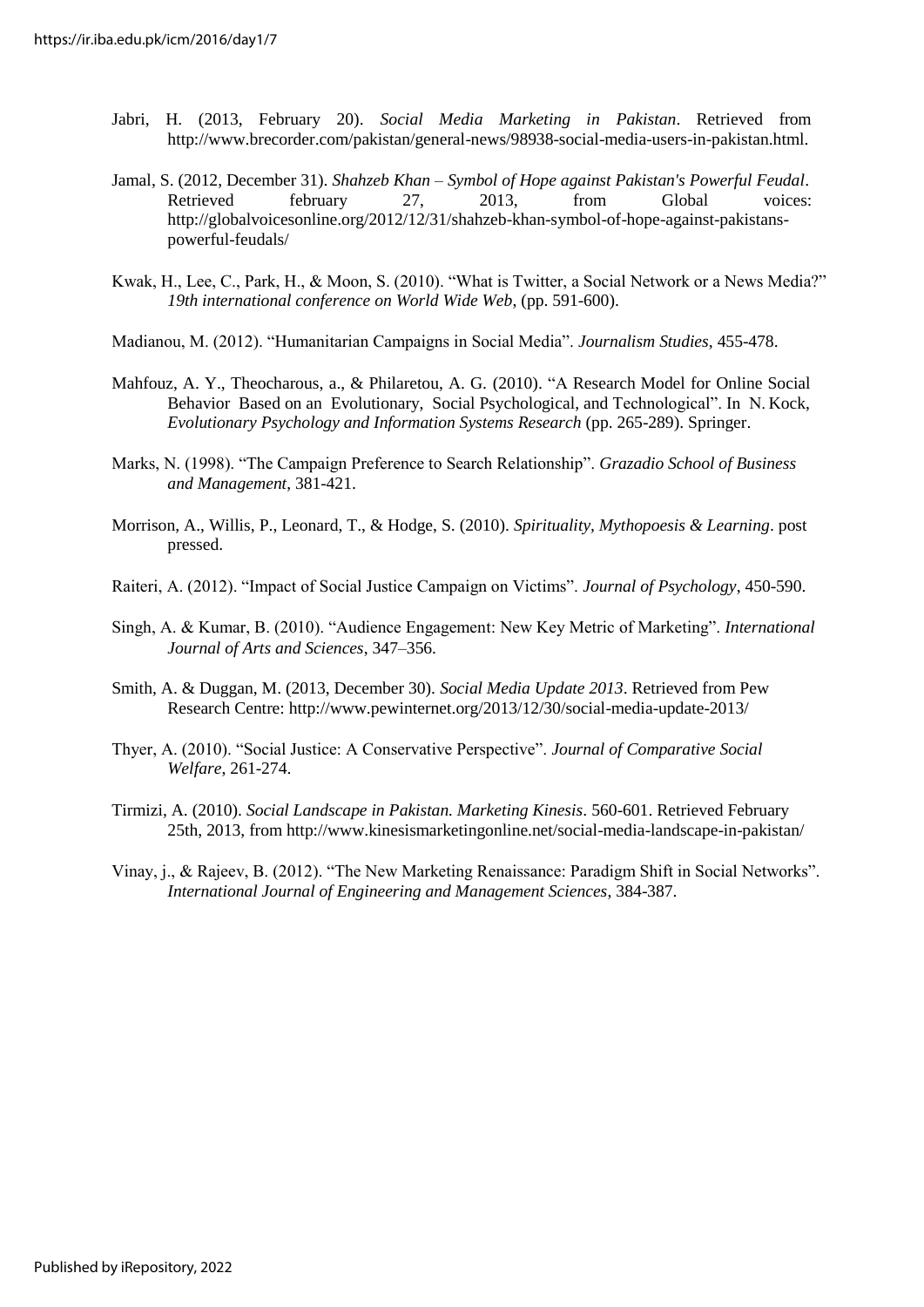Jabri, H. (2013, February 20). *Social Media Marketing in Pakistan*. Retrieved from http://www.brecorder.com/pakistan/general-news/98938-social-media-users-in-pakistan.html.

Jamal, S. (2012, December 31). *Shahzeb Khan – Symbol of Hope against Pakistan's Powerful Feudal*. Retrieved february 27, 2013, from Global voices: http://globalvoicesonline.org/2012/12/31/shahzeb-khan-symbol-of-hope-against-pakistans-powerful-feudals/

Kwak, H., Lee, C., Park, H., & Moon, S. (2010). "What is Twitter, a Social Network or a News Media?" *19th international conference on World Wide Web*, (pp. 591-600).

Madianou, M. (2012). "Humanitarian Campaigns in Social Media". *Journalism Studies*, 455-478.

Mahfouz, A. Y., Theocharous, a., & Philaretou, A. G. (2010). "A Research Model for Online Social Behavior Based on an Evolutionary, Social Psychological, and Technological". In N. Kock, *Evolutionary Psychology and Information Systems Research* (pp. 265-289). Springer.

Marks, N. (1998). "The Campaign Preference to Search Relationship". *Grazadio School of Business and Management*, 381-421.

Morrison, A., Willis, P., Leonard, T., & Hodge, S. (2010). *Spirituality, Mythopoesis & Learning*. post pressed.

Raiteri, A. (2012). "Impact of Social Justice Campaign on Victims". *Journal of Psychology*, 450-590.

Singh, A. & Kumar, B. (2010). "Audience Engagement: New Key Metric of Marketing". *International Journal of Arts and Sciences*, 347–356.

Smith, A. & Duggan, M. (2013, December 30). *Social Media Update 2013*. Retrieved from Pew Research Centre: http://www.pewinternet.org/2013/12/30/social-media-update-2013/

Thyer, A. (2010). "Social Justice: A Conservative Perspective". *Journal of Comparative Social Welfare*, 261-274.

Tirmizi, A. (2010). *Social Landscape in Pakistan. Marketing Kinesis*. 560-601. Retrieved February 25th, 2013, from http://www.kinesismarketingonline.net/social-media-landscape-in-pakistan/

Vinay, j., & Rajeev, B. (2012). "The New Marketing Renaissance: Paradigm Shift in Social Networks". *International Journal of Engineering and Management Sciences*, 384-387.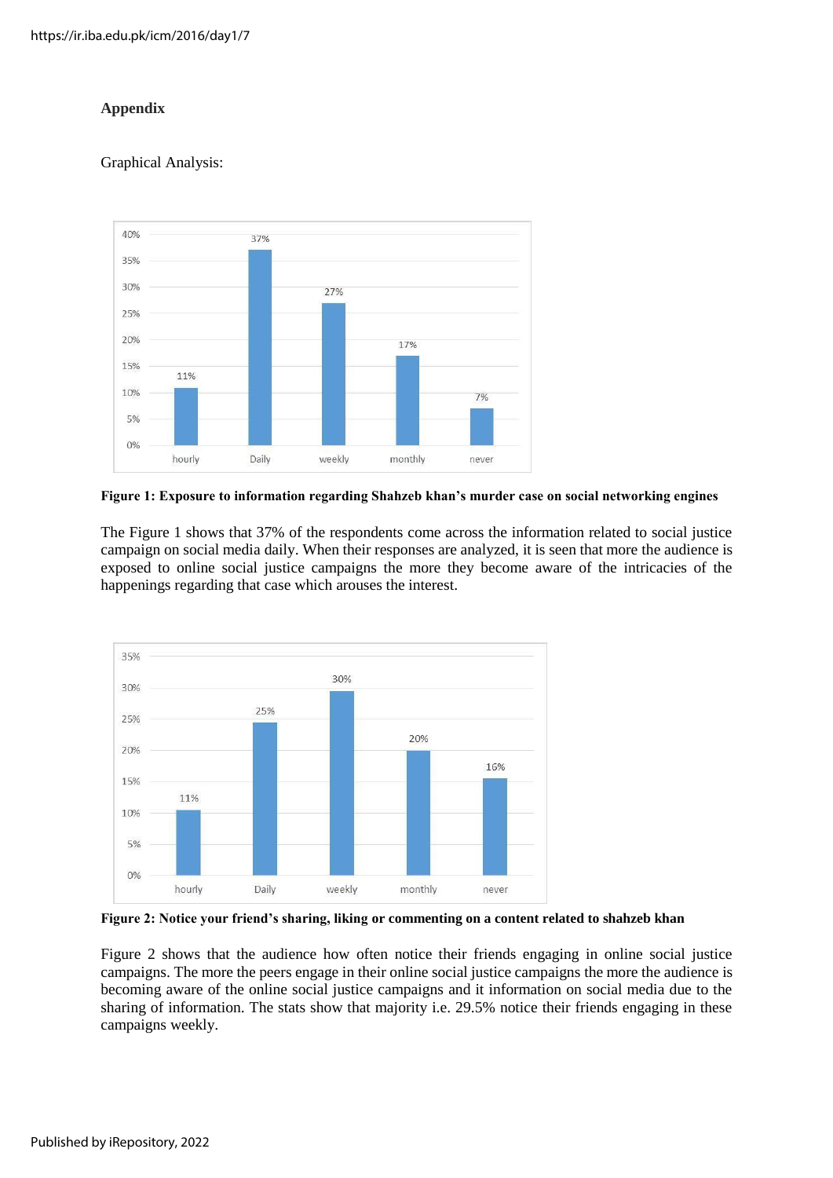**Appendix**

Graphical Analysis:

**Figure 1: Exposure to information regarding Shahzeb khan's murder case on social networking engines**

The Figure 1 shows that 37% of the respondents come across the information related to social justice campaign on social media daily. When their responses are analyzed, it is seen that more the audience is exposed to online social justice campaigns the more they become aware of the intricacies of the happenings regarding that case which arouses the interest.

**Figure 2: Notice your friend's sharing, liking or commenting on a content related to shahzeb khan**

Figure 2 shows that the audience how often notice their friends engaging in online social justice campaigns. The more the peers engage in their online social justice campaigns the more the audience is becoming aware of the online social justice campaigns and it information on social media due to the sharing of information. The stats show that majority i.e. 29.5% notice their friends engaging in these campaigns weekly.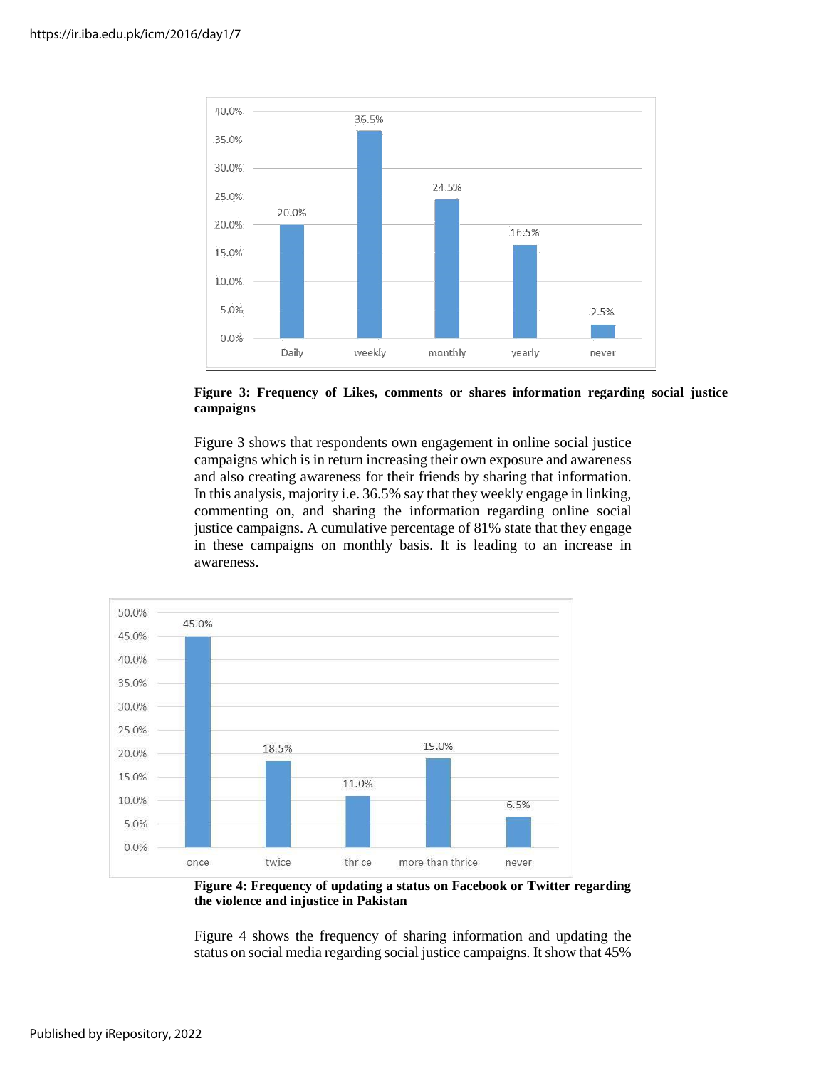**Figure 3: Frequency of Likes, comments or shares information regarding social justice campaigns**

Figure 3 shows that respondents own engagement in online social justice campaigns which is in return increasing their own exposure and awareness and also creating awareness for their friends by sharing that information. In this analysis, majority i.e. 36.5% say that they weekly engage in linking, commenting on, and sharing the information regarding online social justice campaigns. A cumulative percentage of 81% state that they engage in these campaigns on monthly basis. It is leading to an increase in awareness.

**Figure 4: Frequency of updating a status on Facebook or Twitter regarding the violence and injustice in Pakistan**

Figure 4 shows the frequency of sharing information and updating the status on social media regarding social justice campaigns. It show that 45%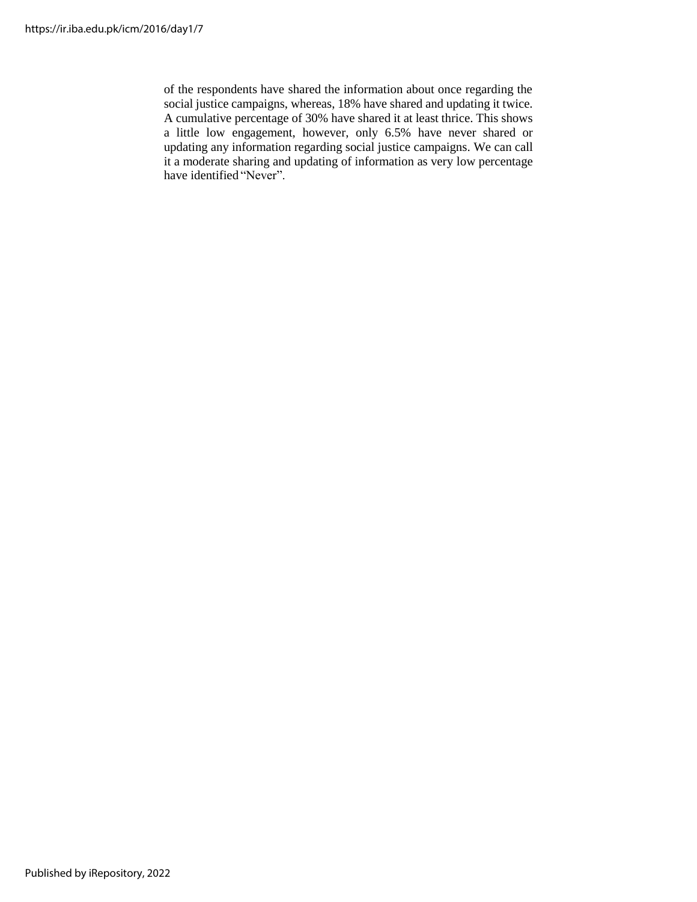of the respondents have shared the information about once regarding the social justice campaigns, whereas, 18% have shared and updating it twice. A cumulative percentage of 30% have shared it at least thrice. This shows a little low engagement, however, only 6.5% have never shared or updating any information regarding social justice campaigns. We can call it a moderate sharing and updating of information as very low percentage have identified "Never".